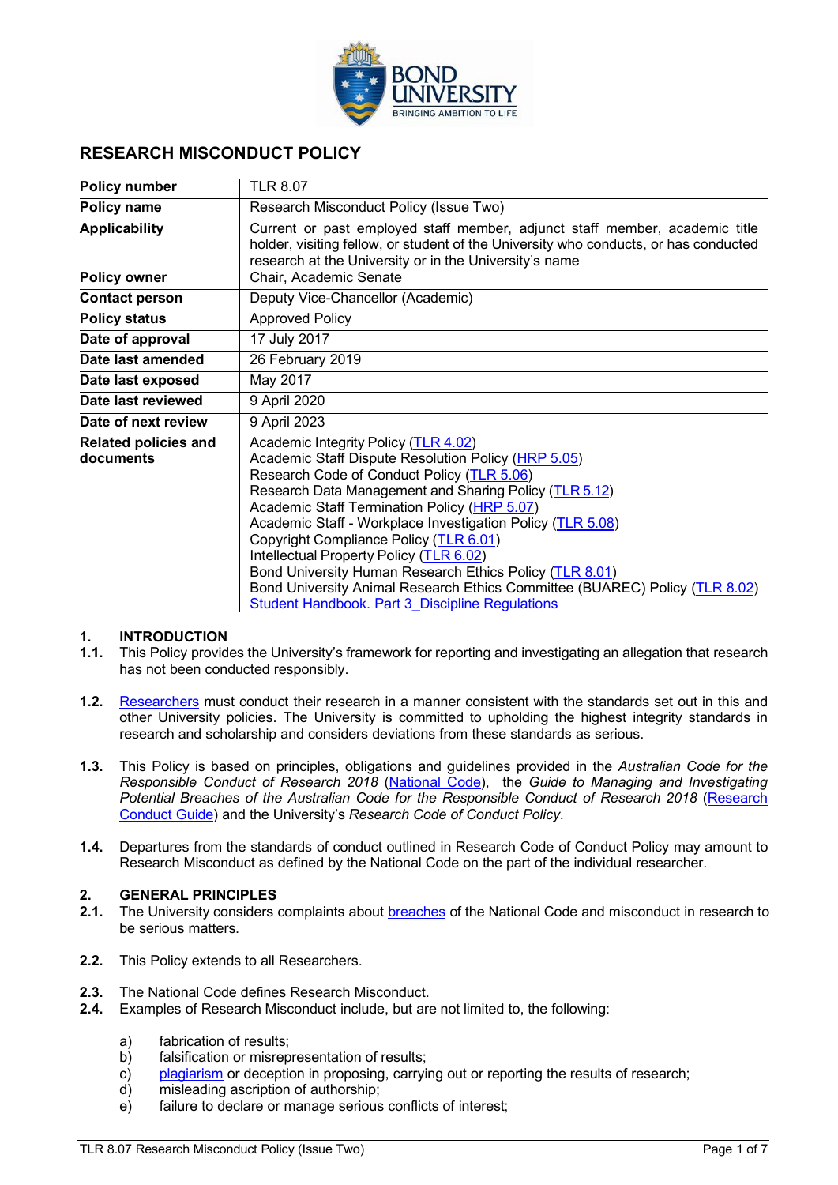# RESEARCH MISCONDUCT POLICY

| | |
|---|---|
| **Policy number** | TLR 8.07 |
| **Policy name** | Research Misconduct Policy (Issue Two) |
| **Applicability** | Current or past employed staff member, adjunct staff member, academic title holder, visiting fellow, or student of the University who conducts, or has conducted research at the University or in the University's name |
| **Policy owner** | Chair, Academic Senate |
| **Contact person** | Deputy Vice-Chancellor (Academic) |
| **Policy status** | Approved Policy |
| **Date of approval** | 17 July 2017 |
| **Date last amended** | 26 February 2019 |
| **Date last exposed** | May 2017 |
| **Date last reviewed** | 9 April 2020 |
| **Date of next review** | 9 April 2023 |
| **Related policies and documents** | Academic Integrity Policy (TLR 4.02)<br>Academic Staff Dispute Resolution Policy (HRP 5.05)<br>Research Code of Conduct Policy (TLR 5.06)<br>Research Data Management and Sharing Policy (TLR 5.12)<br>Academic Staff Termination Policy (HRP 5.07)<br>Academic Staff - Workplace Investigation Policy (TLR 5.08)<br>Copyright Compliance Policy (TLR 6.01)<br>Intellectual Property Policy (TLR 6.02)<br>Bond University Human Research Ethics Policy (TLR 8.01)<br>Bond University Animal Research Ethics Committee (BUAREC) Policy (TLR 8.02)<br>Student Handbook. Part 3_Discipline Regulations |

## 1. INTRODUCTION

**1.1.** This Policy provides the University's framework for reporting and investigating an allegation that research has not been conducted responsibly.

**1.2.** Researchers must conduct their research in a manner consistent with the standards set out in this and other University policies. The University is committed to upholding the highest integrity standards in research and scholarship and considers deviations from these standards as serious.

**1.3.** This Policy is based on principles, obligations and guidelines provided in the *Australian Code for the Responsible Conduct of Research 2018* (National Code), the *Guide to Managing and Investigating Potential Breaches of the Australian Code for the Responsible Conduct of Research 2018* (Research Conduct Guide) and the University's *Research Code of Conduct Policy*.

**1.4.** Departures from the standards of conduct outlined in Research Code of Conduct Policy may amount to Research Misconduct as defined by the National Code on the part of the individual researcher.

## 2. GENERAL PRINCIPLES

**2.1.** The University considers complaints about breaches of the National Code and misconduct in research to be serious matters.

**2.2.** This Policy extends to all Researchers.

**2.3.** The National Code defines Research Misconduct.

**2.4.** Examples of Research Misconduct include, but are not limited to, the following:

a) fabrication of results;
b) falsification or misrepresentation of results;
c) plagiarism or deception in proposing, carrying out or reporting the results of research;
d) misleading ascription of authorship;
e) failure to declare or manage serious conflicts of interest;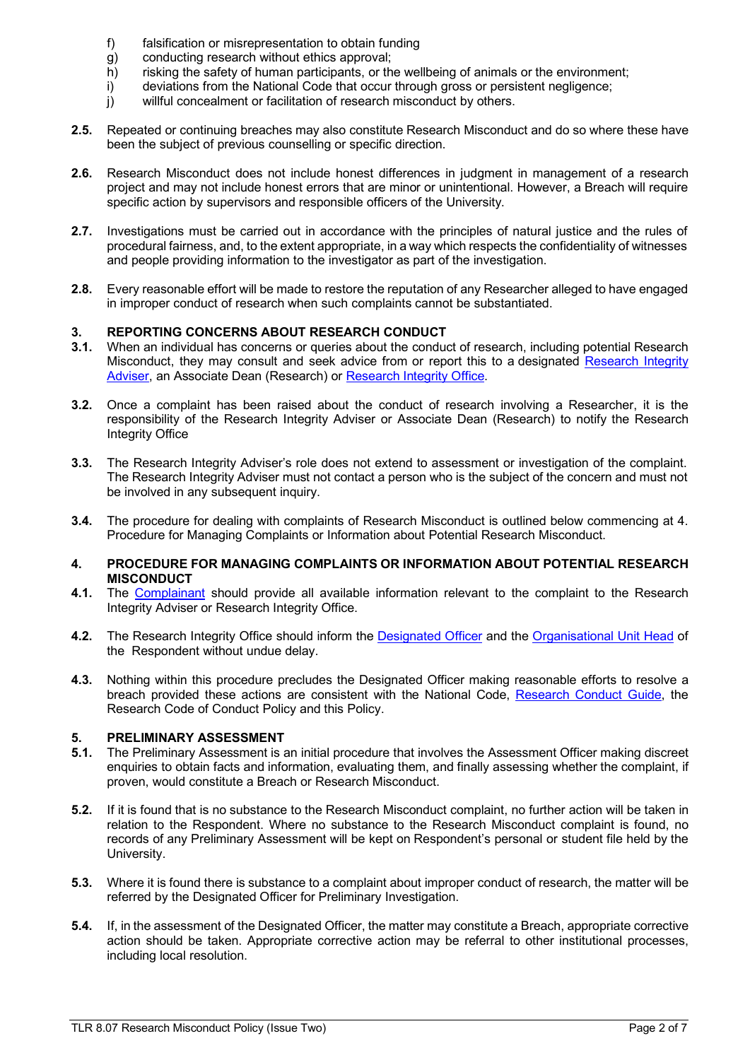f) falsification or misrepresentation to obtain funding
g) conducting research without ethics approval;
h) risking the safety of human participants, or the wellbeing of animals or the environment;
i) deviations from the National Code that occur through gross or persistent negligence;
j) willful concealment or facilitation of research misconduct by others.

**2.5.** Repeated or continuing breaches may also constitute Research Misconduct and do so where these have been the subject of previous counselling or specific direction.

**2.6.** Research Misconduct does not include honest differences in judgment in management of a research project and may not include honest errors that are minor or unintentional. However, a Breach will require specific action by supervisors and responsible officers of the University.

**2.7.** Investigations must be carried out in accordance with the principles of natural justice and the rules of procedural fairness, and, to the extent appropriate, in a way which respects the confidentiality of witnesses and people providing information to the investigator as part of the investigation.

**2.8.** Every reasonable effort will be made to restore the reputation of any Researcher alleged to have engaged in improper conduct of research when such complaints cannot be substantiated.

## 3. REPORTING CONCERNS ABOUT RESEARCH CONDUCT

**3.1.** When an individual has concerns or queries about the conduct of research, including potential Research Misconduct, they may consult and seek advice from or report this to a designated Research Integrity Adviser, an Associate Dean (Research) or Research Integrity Office.

**3.2.** Once a complaint has been raised about the conduct of research involving a Researcher, it is the responsibility of the Research Integrity Adviser or Associate Dean (Research) to notify the Research Integrity Office

**3.3.** The Research Integrity Adviser's role does not extend to assessment or investigation of the complaint. The Research Integrity Adviser must not contact a person who is the subject of the concern and must not be involved in any subsequent inquiry.

**3.4.** The procedure for dealing with complaints of Research Misconduct is outlined below commencing at 4. Procedure for Managing Complaints or Information about Potential Research Misconduct.

## 4. PROCEDURE FOR MANAGING COMPLAINTS OR INFORMATION ABOUT POTENTIAL RESEARCH MISCONDUCT

**4.1.** The Complainant should provide all available information relevant to the complaint to the Research Integrity Adviser or Research Integrity Office.

**4.2.** The Research Integrity Office should inform the Designated Officer and the Organisational Unit Head of the Respondent without undue delay.

**4.3.** Nothing within this procedure precludes the Designated Officer making reasonable efforts to resolve a breach provided these actions are consistent with the National Code, Research Conduct Guide, the Research Code of Conduct Policy and this Policy.

## 5. PRELIMINARY ASSESSMENT

**5.1.** The Preliminary Assessment is an initial procedure that involves the Assessment Officer making discreet enquiries to obtain facts and information, evaluating them, and finally assessing whether the complaint, if proven, would constitute a Breach or Research Misconduct.

**5.2.** If it is found that is no substance to the Research Misconduct complaint, no further action will be taken in relation to the Respondent. Where no substance to the Research Misconduct complaint is found, no records of any Preliminary Assessment will be kept on Respondent's personal or student file held by the University.

**5.3.** Where it is found there is substance to a complaint about improper conduct of research, the matter will be referred by the Designated Officer for Preliminary Investigation.

**5.4.** If, in the assessment of the Designated Officer, the matter may constitute a Breach, appropriate corrective action should be taken. Appropriate corrective action may be referral to other institutional processes, including local resolution.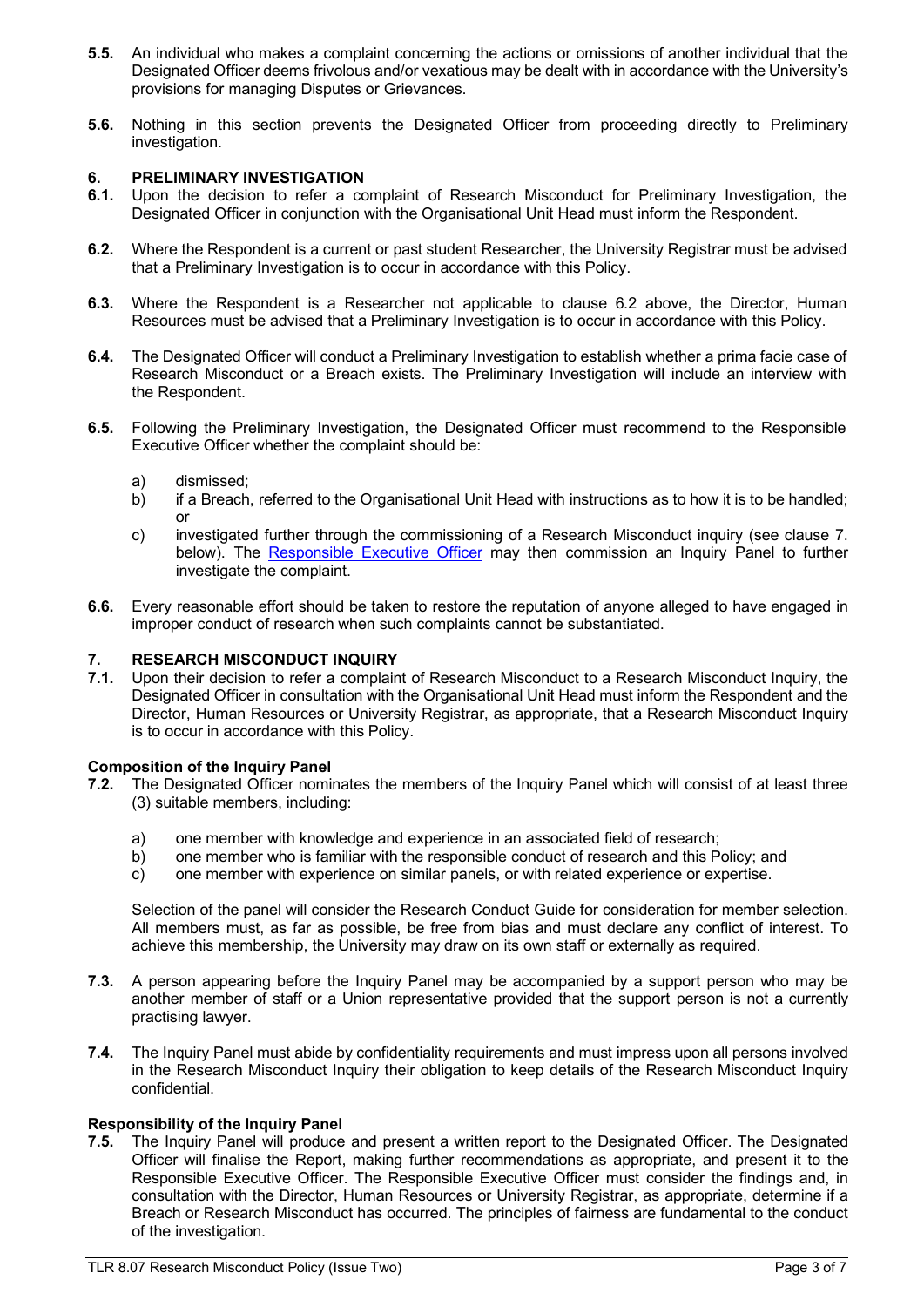**5.5.** An individual who makes a complaint concerning the actions or omissions of another individual that the Designated Officer deems frivolous and/or vexatious may be dealt with in accordance with the University's provisions for managing Disputes or Grievances.

**5.6.** Nothing in this section prevents the Designated Officer from proceeding directly to Preliminary investigation.

## 6. PRELIMINARY INVESTIGATION

**6.1.** Upon the decision to refer a complaint of Research Misconduct for Preliminary Investigation, the Designated Officer in conjunction with the Organisational Unit Head must inform the Respondent.

**6.2.** Where the Respondent is a current or past student Researcher, the University Registrar must be advised that a Preliminary Investigation is to occur in accordance with this Policy.

**6.3.** Where the Respondent is a Researcher not applicable to clause 6.2 above, the Director, Human Resources must be advised that a Preliminary Investigation is to occur in accordance with this Policy.

**6.4.** The Designated Officer will conduct a Preliminary Investigation to establish whether a prima facie case of Research Misconduct or a Breach exists. The Preliminary Investigation will include an interview with the Respondent.

**6.5.** Following the Preliminary Investigation, the Designated Officer must recommend to the Responsible Executive Officer whether the complaint should be:

a) dismissed;
b) if a Breach, referred to the Organisational Unit Head with instructions as to how it is to be handled; or
c) investigated further through the commissioning of a Research Misconduct inquiry (see clause 7. below). The Responsible Executive Officer may then commission an Inquiry Panel to further investigate the complaint.

**6.6.** Every reasonable effort should be taken to restore the reputation of anyone alleged to have engaged in improper conduct of research when such complaints cannot be substantiated.

## 7. RESEARCH MISCONDUCT INQUIRY

**7.1.** Upon their decision to refer a complaint of Research Misconduct to a Research Misconduct Inquiry, the Designated Officer in consultation with the Organisational Unit Head must inform the Respondent and the Director, Human Resources or University Registrar, as appropriate, that a Research Misconduct Inquiry is to occur in accordance with this Policy.

### Composition of the Inquiry Panel

**7.2.** The Designated Officer nominates the members of the Inquiry Panel which will consist of at least three (3) suitable members, including:

a) one member with knowledge and experience in an associated field of research;
b) one member who is familiar with the responsible conduct of research and this Policy; and
c) one member with experience on similar panels, or with related experience or expertise.

Selection of the panel will consider the Research Conduct Guide for consideration for member selection. All members must, as far as possible, be free from bias and must declare any conflict of interest. To achieve this membership, the University may draw on its own staff or externally as required.

**7.3.** A person appearing before the Inquiry Panel may be accompanied by a support person who may be another member of staff or a Union representative provided that the support person is not a currently practising lawyer.

**7.4.** The Inquiry Panel must abide by confidentiality requirements and must impress upon all persons involved in the Research Misconduct Inquiry their obligation to keep details of the Research Misconduct Inquiry confidential.

### Responsibility of the Inquiry Panel

**7.5.** The Inquiry Panel will produce and present a written report to the Designated Officer. The Designated Officer will finalise the Report, making further recommendations as appropriate, and present it to the Responsible Executive Officer. The Responsible Executive Officer must consider the findings and, in consultation with the Director, Human Resources or University Registrar, as appropriate, determine if a Breach or Research Misconduct has occurred. The principles of fairness are fundamental to the conduct of the investigation.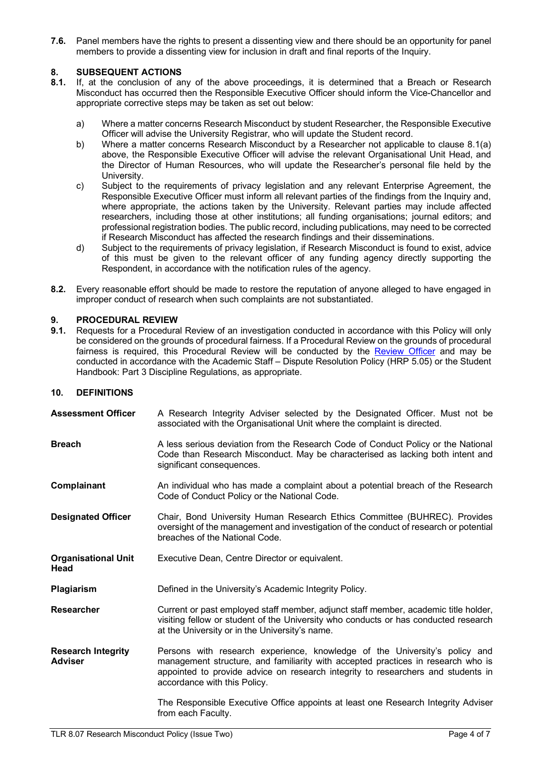**7.6.** Panel members have the rights to present a dissenting view and there should be an opportunity for panel members to provide a dissenting view for inclusion in draft and final reports of the Inquiry.

## 8. SUBSEQUENT ACTIONS

**8.1.** If, at the conclusion of any of the above proceedings, it is determined that a Breach or Research Misconduct has occurred then the Responsible Executive Officer should inform the Vice-Chancellor and appropriate corrective steps may be taken as set out below:

a) Where a matter concerns Research Misconduct by student Researcher, the Responsible Executive Officer will advise the University Registrar, who will update the Student record.

b) Where a matter concerns Research Misconduct by a Researcher not applicable to clause 8.1(a) above, the Responsible Executive Officer will advise the relevant Organisational Unit Head, and the Director of Human Resources, who will update the Researcher's personal file held by the University.

c) Subject to the requirements of privacy legislation and any relevant Enterprise Agreement, the Responsible Executive Officer must inform all relevant parties of the findings from the Inquiry and, where appropriate, the actions taken by the University. Relevant parties may include affected researchers, including those at other institutions; all funding organisations; journal editors; and professional registration bodies. The public record, including publications, may need to be corrected if Research Misconduct has affected the research findings and their disseminations.

d) Subject to the requirements of privacy legislation, if Research Misconduct is found to exist, advice of this must be given to the relevant officer of any funding agency directly supporting the Respondent, in accordance with the notification rules of the agency.

**8.2.** Every reasonable effort should be made to restore the reputation of anyone alleged to have engaged in improper conduct of research when such complaints are not substantiated.

## 9. PROCEDURAL REVIEW

**9.1.** Requests for a Procedural Review of an investigation conducted in accordance with this Policy will only be considered on the grounds of procedural fairness. If a Procedural Review on the grounds of procedural fairness is required, this Procedural Review will be conducted by the Review Officer and may be conducted in accordance with the Academic Staff – Dispute Resolution Policy (HRP 5.05) or the Student Handbook: Part 3 Discipline Regulations, as appropriate.

## 10. DEFINITIONS

| | |
|---|---|
| **Assessment Officer** | A Research Integrity Adviser selected by the Designated Officer. Must not be associated with the Organisational Unit where the complaint is directed. |
| **Breach** | A less serious deviation from the Research Code of Conduct Policy or the National Code than Research Misconduct. May be characterised as lacking both intent and significant consequences. |
| **Complainant** | An individual who has made a complaint about a potential breach of the Research Code of Conduct Policy or the National Code. |
| **Designated Officer** | Chair, Bond University Human Research Ethics Committee (BUHREC). Provides oversight of the management and investigation of the conduct of research or potential breaches of the National Code. |
| **Organisational Unit Head** | Executive Dean, Centre Director or equivalent. |
| **Plagiarism** | Defined in the University's Academic Integrity Policy. |
| **Researcher** | Current or past employed staff member, adjunct staff member, academic title holder, visiting fellow or student of the University who conducts or has conducted research at the University or in the University's name. |
| **Research Integrity Adviser** | Persons with research experience, knowledge of the University's policy and management structure, and familiarity with accepted practices in research who is appointed to provide advice on research integrity to researchers and students in accordance with this Policy.<br><br>The Responsible Executive Office appoints at least one Research Integrity Adviser from each Faculty. |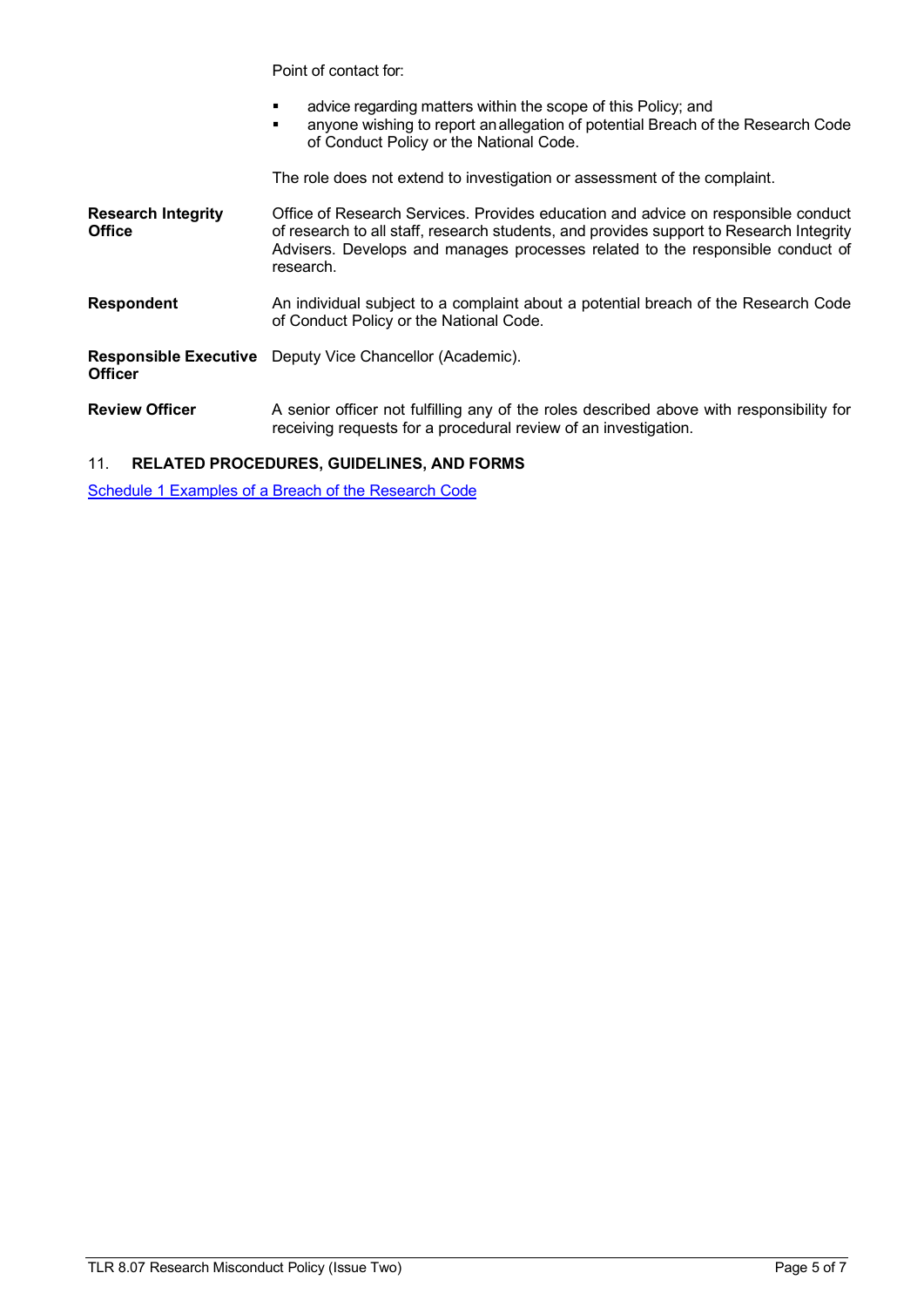| | |
|---|---|
| | Point of contact for:<br><br>- advice regarding matters within the scope of this Policy; and<br>- anyone wishing to report an allegation of potential Breach of the Research Code of Conduct Policy or the National Code.<br><br>The role does not extend to investigation or assessment of the complaint. |
| **Research Integrity Office** | Office of Research Services. Provides education and advice on responsible conduct of research to all staff, research students, and provides support to Research Integrity Advisers. Develops and manages processes related to the responsible conduct of research. |
| **Respondent** | An individual subject to a complaint about a potential breach of the Research Code of Conduct Policy or the National Code. |
| **Responsible Executive Officer** | Deputy Vice Chancellor (Academic). |
| **Review Officer** | A senior officer not fulfilling any of the roles described above with responsibility for receiving requests for a procedural review of an investigation. |

## 11. RELATED PROCEDURES, GUIDELINES, AND FORMS

Schedule 1 Examples of a Breach of the Research Code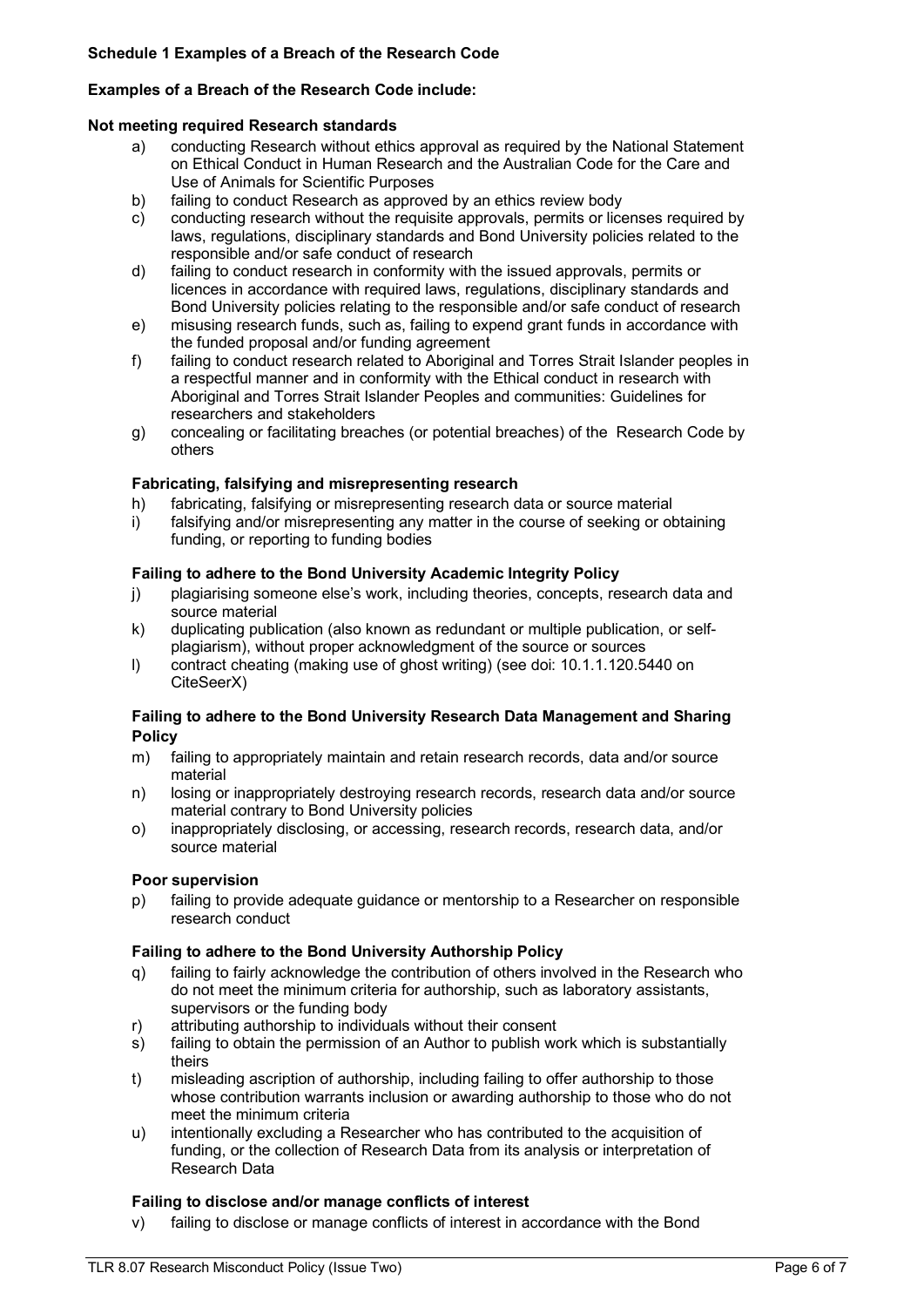**Schedule 1 Examples of a Breach of the Research Code**

**Examples of a Breach of the Research Code include:**

**Not meeting required Research standards**

a) conducting Research without ethics approval as required by the National Statement on Ethical Conduct in Human Research and the Australian Code for the Care and Use of Animals for Scientific Purposes
b) failing to conduct Research as approved by an ethics review body
c) conducting research without the requisite approvals, permits or licenses required by laws, regulations, disciplinary standards and Bond University policies related to the responsible and/or safe conduct of research
d) failing to conduct research in conformity with the issued approvals, permits or licences in accordance with required laws, regulations, disciplinary standards and Bond University policies relating to the responsible and/or safe conduct of research
e) misusing research funds, such as, failing to expend grant funds in accordance with the funded proposal and/or funding agreement
f) failing to conduct research related to Aboriginal and Torres Strait Islander peoples in a respectful manner and in conformity with the Ethical conduct in research with Aboriginal and Torres Strait Islander Peoples and communities: Guidelines for researchers and stakeholders
g) concealing or facilitating breaches (or potential breaches) of the Research Code by others

**Fabricating, falsifying and misrepresenting research**

h) fabricating, falsifying or misrepresenting research data or source material
i) falsifying and/or misrepresenting any matter in the course of seeking or obtaining funding, or reporting to funding bodies

**Failing to adhere to the Bond University Academic Integrity Policy**

j) plagiarising someone else's work, including theories, concepts, research data and source material
k) duplicating publication (also known as redundant or multiple publication, or self-plagiarism), without proper acknowledgment of the source or sources
l) contract cheating (making use of ghost writing) (see doi: 10.1.1.120.5440 on CiteSeerX)

**Failing to adhere to the Bond University Research Data Management and Sharing Policy**

m) failing to appropriately maintain and retain research records, data and/or source material
n) losing or inappropriately destroying research records, research data and/or source material contrary to Bond University policies
o) inappropriately disclosing, or accessing, research records, research data, and/or source material

**Poor supervision**

p) failing to provide adequate guidance or mentorship to a Researcher on responsible research conduct

**Failing to adhere to the Bond University Authorship Policy**

q) failing to fairly acknowledge the contribution of others involved in the Research who do not meet the minimum criteria for authorship, such as laboratory assistants, supervisors or the funding body
r) attributing authorship to individuals without their consent
s) failing to obtain the permission of an Author to publish work which is substantially theirs
t) misleading ascription of authorship, including failing to offer authorship to those whose contribution warrants inclusion or awarding authorship to those who do not meet the minimum criteria
u) intentionally excluding a Researcher who has contributed to the acquisition of funding, or the collection of Research Data from its analysis or interpretation of Research Data

**Failing to disclose and/or manage conflicts of interest**

v) failing to disclose or manage conflicts of interest in accordance with the Bond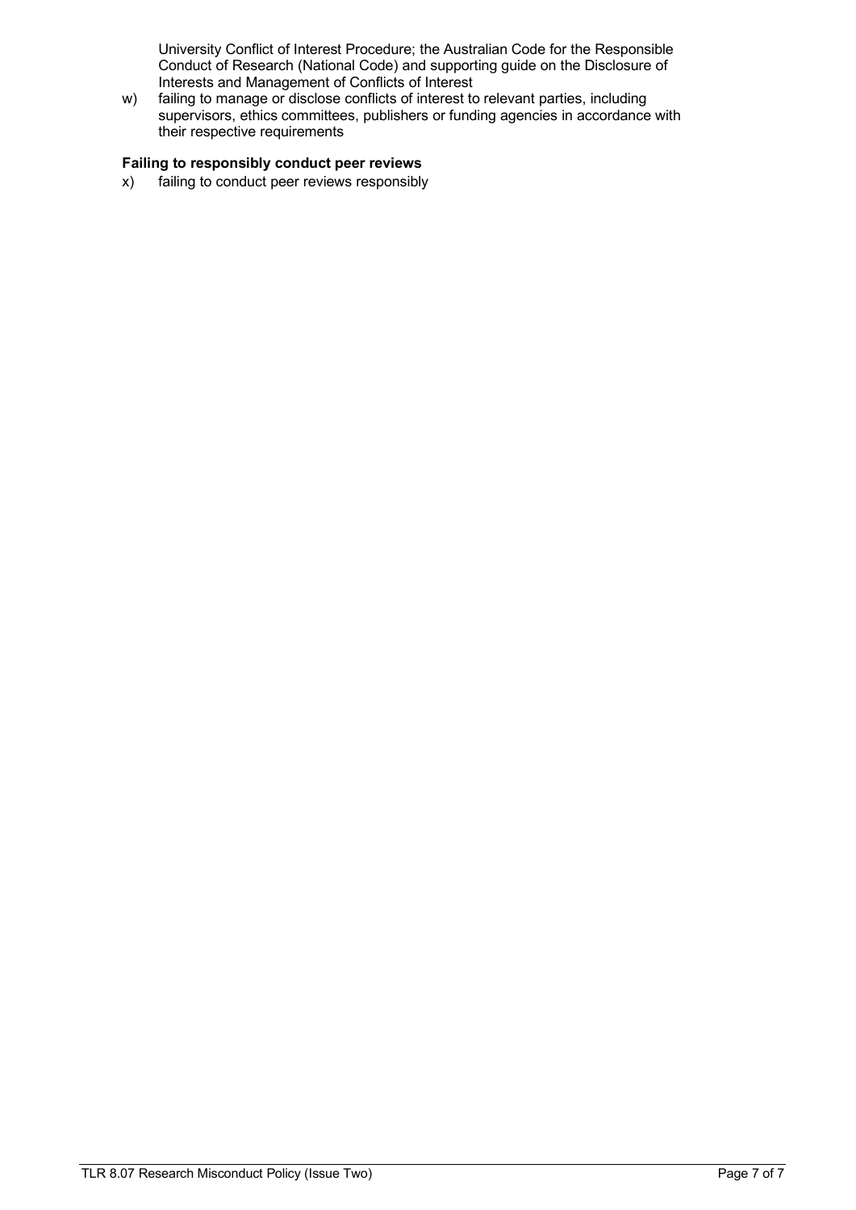University Conflict of Interest Procedure; the Australian Code for the Responsible Conduct of Research (National Code) and supporting guide on the Disclosure of Interests and Management of Conflicts of Interest

w) failing to manage or disclose conflicts of interest to relevant parties, including supervisors, ethics committees, publishers or funding agencies in accordance with their respective requirements

**Failing to responsibly conduct peer reviews**

x) failing to conduct peer reviews responsibly